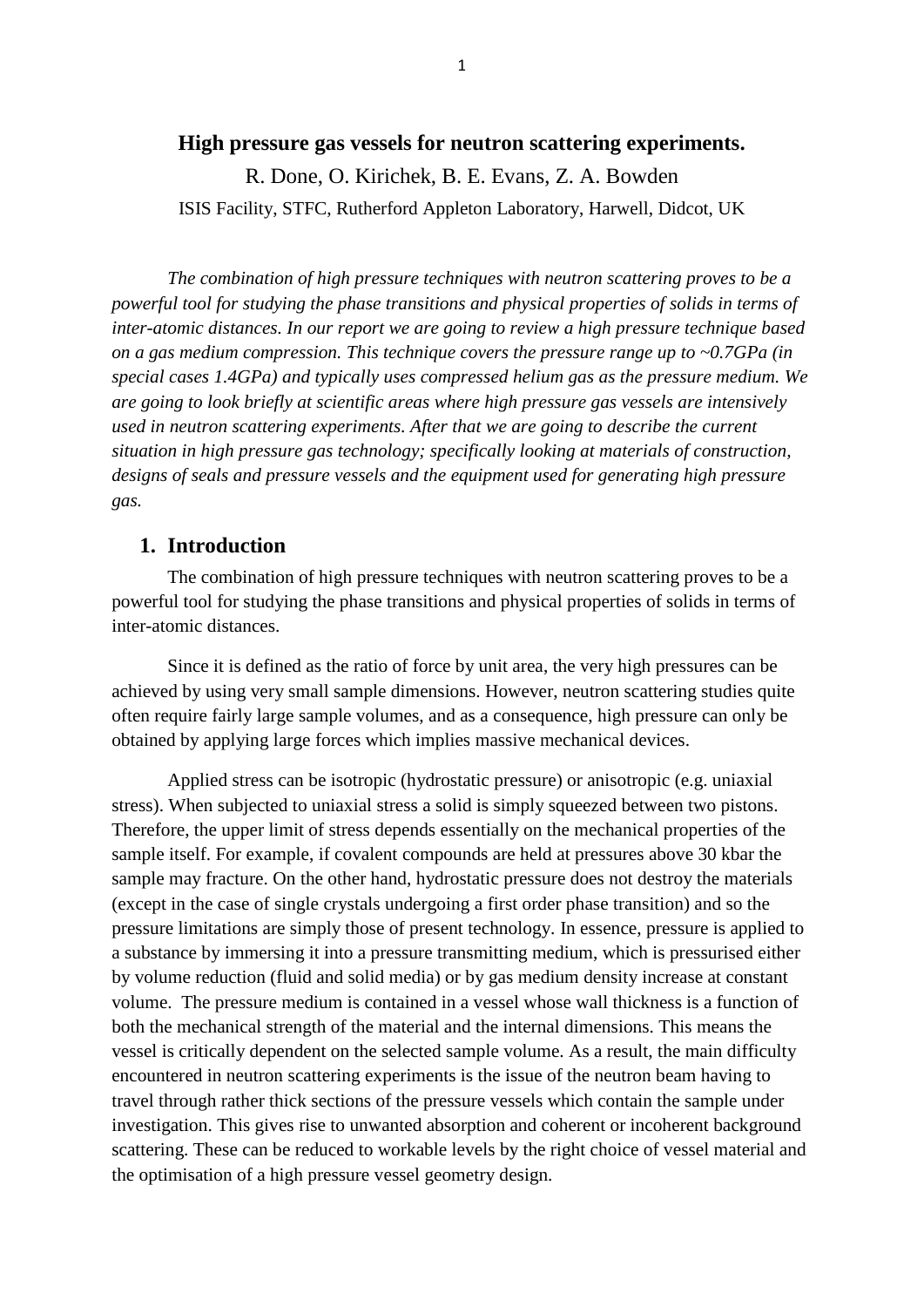# High pressure gas vessels for neutron scattering experiments.

R. Done, O. Kirichek, B. E. Evans, Z. A. Bowden

ISIS Facility, STFC, Rutherford Appleton Laboratory, Harwell, Didcot, UK

*The combination of high pressure techniques with neutron scattering proves to be a powerful tool for studying the phase transitions and physical properties of solids in terms of inter-atomic distances. In our report we are going to review a high pressure technique based on a gas medium compression. This technique covers the pressure range up to ~0.7GPa (in special cases 1.4GPa) and typically uses compressed helium gas as the pressure medium. We are going to look briefly at scientific areas where high pressure gas vessels are intensively used in neutron scattering experiments. After that we are going to describe the current situation in high pressure gas technology; specifically looking at materials of construction, designs of seals and pressure vessels and the equipment used for generating high pressure gas.*

## 1. Introduction

The combination of high pressure techniques with neutron scattering proves to be a powerful tool for studying the phase transitions and physical properties of solids in terms of inter-atomic distances.

Since it is defined as the ratio of force by unit area, the very high pressures can be achieved by using very small sample dimensions. However, neutron scattering studies quite often require fairly large sample volumes, and as a consequence, high pressure can only be obtained by applying large forces which implies massive mechanical devices.

Applied stress can be isotropic (hydrostatic pressure) or anisotropic (e.g. uniaxial stress). When subjected to uniaxial stress a solid is simply squeezed between two pistons. Therefore, the upper limit of stress depends essentially on the mechanical properties of the sample itself. For example, if covalent compounds are held at pressures above 30 kbar the sample may fracture. On the other hand, hydrostatic pressure does not destroy the materials (except in the case of single crystals undergoing a first order phase transition) and so the pressure limitations are simply those of present technology. In essence, pressure is applied to a substance by immersing it into a pressure transmitting medium, which is pressurised either by volume reduction (fluid and solid media) or by gas medium density increase at constant volume. The pressure medium is contained in a vessel whose wall thickness is a function of both the mechanical strength of the material and the internal dimensions. This means the vessel is critically dependent on the selected sample volume. As a result, the main difficulty encountered in neutron scattering experiments is the issue of the neutron beam having to travel through rather thick sections of the pressure vessels which contain the sample under investigation. This gives rise to unwanted absorption and coherent or incoherent background scattering. These can be reduced to workable levels by the right choice of vessel material and the optimisation of a high pressure vessel geometry design.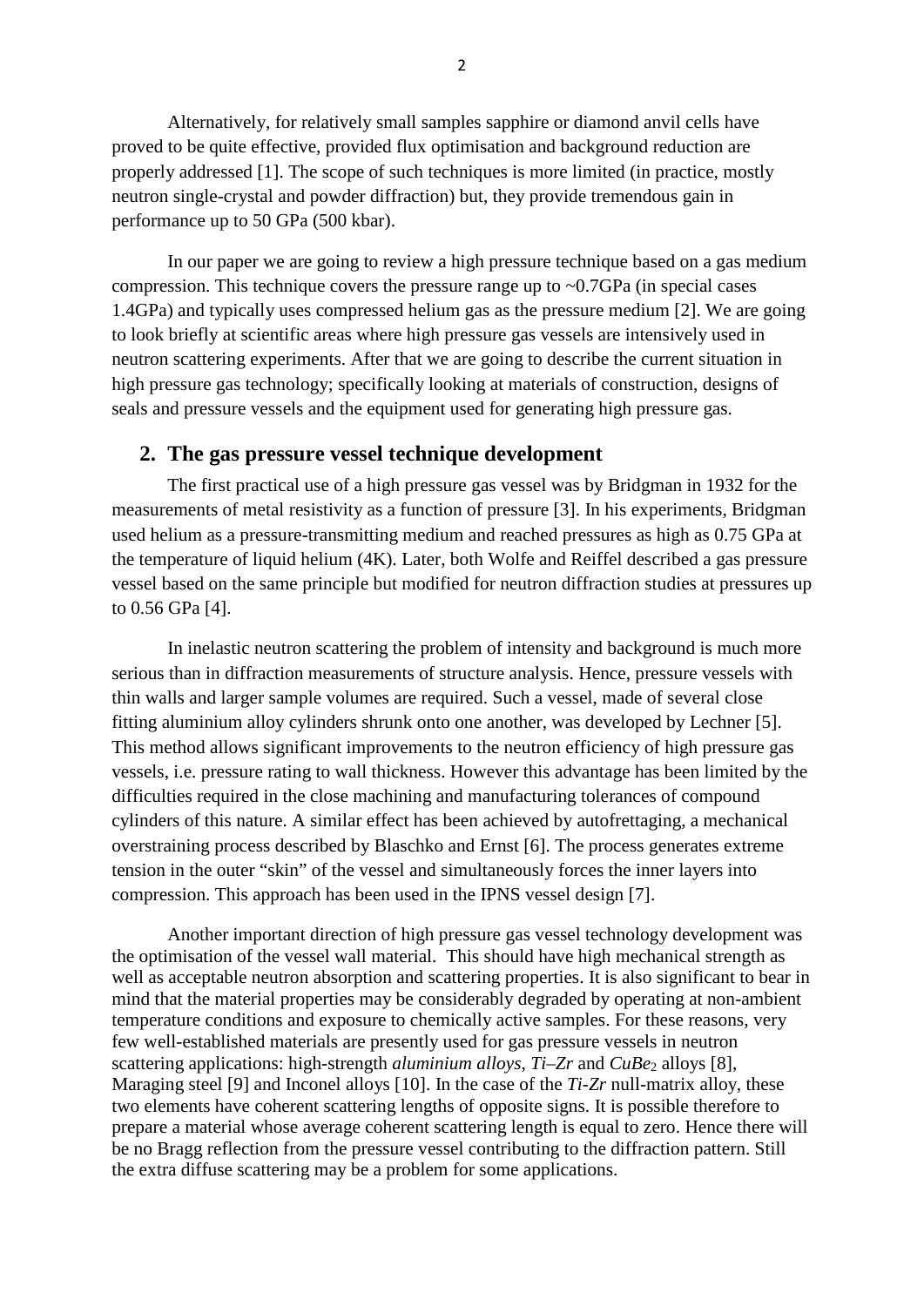Alternatively, for relatively small samples sapphire or diamond anvil cells have proved to be quite effective, provided flux optimisation and background reduction are properly addressed [1]. The scope of such techniques is more limited (in practice, mostly neutron single-crystal and powder diffraction) but, they provide tremendous gain in performance up to 50 GPa (500 kbar).

In our paper we are going to review a high pressure technique based on a gas medium compression. This technique covers the pressure range up to ~0.7GPa (in special cases 1.4GPa) and typically uses compressed helium gas as the pressure medium [2]. We are going to look briefly at scientific areas where high pressure gas vessels are intensively used in neutron scattering experiments. After that we are going to describe the current situation in high pressure gas technology; specifically looking at materials of construction, designs of seals and pressure vessels and the equipment used for generating high pressure gas.

## 2. The gas pressure vessel technique development

The first practical use of a high pressure gas vessel was by Bridgman in 1932 for the measurements of metal resistivity as a function of pressure [3]. In his experiments, Bridgman used helium as a pressure-transmitting medium and reached pressures as high as 0.75 GPa at the temperature of liquid helium (4K). Later, both Wolfe and Reiffel described a gas pressure vessel based on the same principle but modified for neutron diffraction studies at pressures up to 0.56 GPa [4].

In inelastic neutron scattering the problem of intensity and background is much more serious than in diffraction measurements of structure analysis. Hence, pressure vessels with thin walls and larger sample volumes are required. Such a vessel, made of several close fitting aluminium alloy cylinders shrunk onto one another, was developed by Lechner [5]. This method allows significant improvements to the neutron efficiency of high pressure gas vessels, i.e. pressure rating to wall thickness. However this advantage has been limited by the difficulties required in the close machining and manufacturing tolerances of compound cylinders of this nature. A similar effect has been achieved by autofrettaging, a mechanical overstraining process described by Blaschko and Ernst [6]. The process generates extreme tension in the outer "skin" of the vessel and simultaneously forces the inner layers into compression. This approach has been used in the IPNS vessel design [7].

Another important direction of high pressure gas vessel technology development was the optimisation of the vessel wall material. This should have high mechanical strength as well as acceptable neutron absorption and scattering properties. It is also significant to bear in mind that the material properties may be considerably degraded by operating at non-ambient temperature conditions and exposure to chemically active samples. For these reasons, very few well-established materials are presently used for gas pressure vessels in neutron scattering applications: high-strength *aluminium alloys*, *Ti–Zr* and $CuBe_2$ alloys [8], Maraging steel [9] and Inconel alloys [10]. In the case of the *Ti-Zr* null-matrix alloy, these two elements have coherent scattering lengths of opposite signs. It is possible therefore to prepare a material whose average coherent scattering length is equal to zero. Hence there will be no Bragg reflection from the pressure vessel contributing to the diffraction pattern. Still the extra diffuse scattering may be a problem for some applications.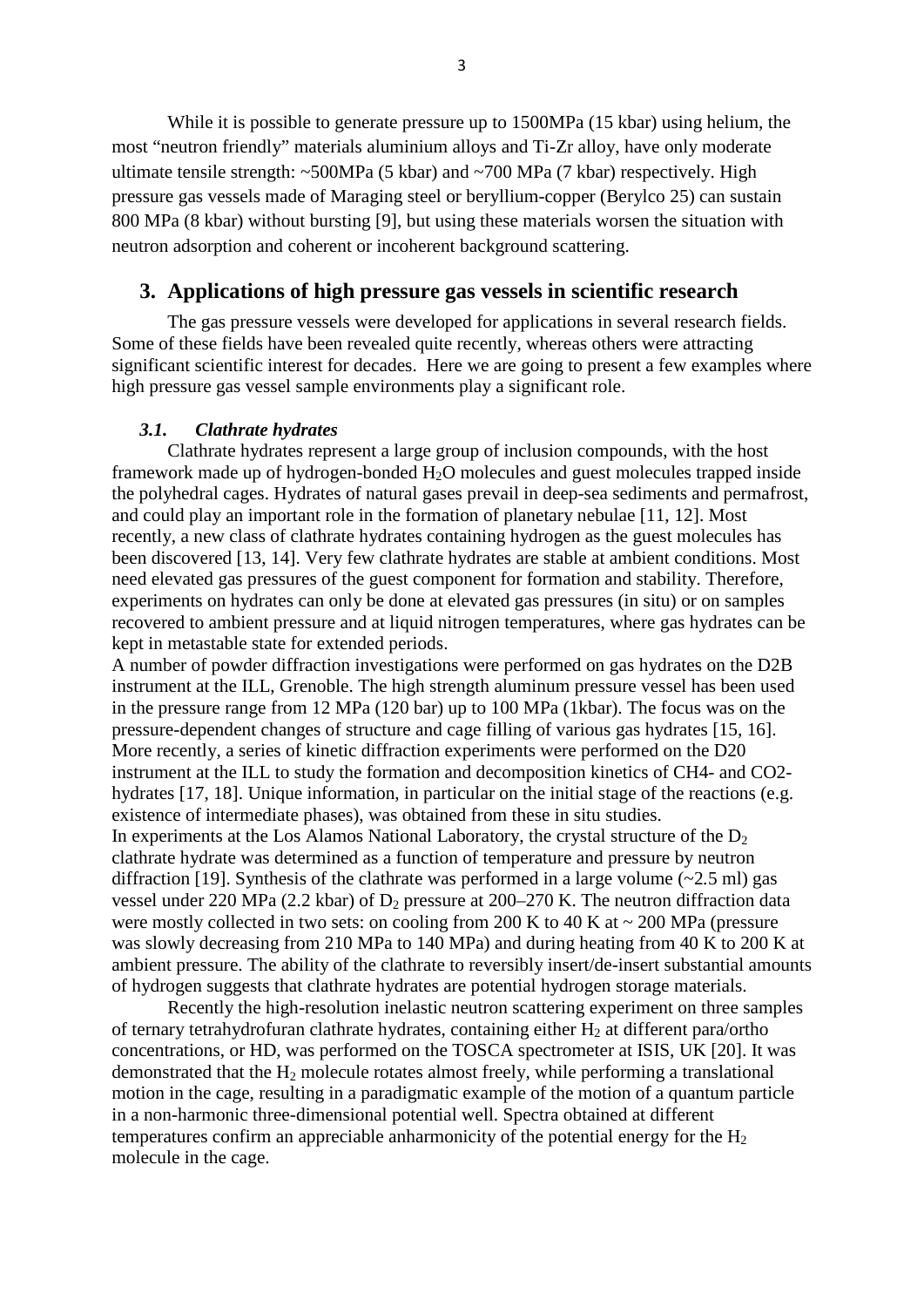While it is possible to generate pressure up to 1500MPa (15 kbar) using helium, the most "neutron friendly" materials aluminium alloys and Ti-Zr alloy, have only moderate ultimate tensile strength: ~500MPa (5 kbar) and ~700 MPa (7 kbar) respectively. High pressure gas vessels made of Maraging steel or beryllium-copper (Berylco 25) can sustain 800 MPa (8 kbar) without bursting [9], but using these materials worsen the situation with neutron adsorption and coherent or incoherent background scattering.

## 3. Applications of high pressure gas vessels in scientific research

The gas pressure vessels were developed for applications in several research fields. Some of these fields have been revealed quite recently, whereas others were attracting significant scientific interest for decades. Here we are going to present a few examples where high pressure gas vessel sample environments play a significant role.

### *3.1. Clathrate hydrates*

Clathrate hydrates represent a large group of inclusion compounds, with the host framework made up of hydrogen-bonded $H_2O$ molecules and guest molecules trapped inside the polyhedral cages. Hydrates of natural gases prevail in deep-sea sediments and permafrost, and could play an important role in the formation of planetary nebulae [11, 12]. Most recently, a new class of clathrate hydrates containing hydrogen as the guest molecules has been discovered [13, 14]. Very few clathrate hydrates are stable at ambient conditions. Most need elevated gas pressures of the guest component for formation and stability. Therefore, experiments on hydrates can only be done at elevated gas pressures (in situ) or on samples recovered to ambient pressure and at liquid nitrogen temperatures, where gas hydrates can be kept in metastable state for extended periods.

A number of powder diffraction investigations were performed on gas hydrates on the D2B instrument at the ILL, Grenoble. The high strength aluminum pressure vessel has been used in the pressure range from 12 MPa (120 bar) up to 100 MPa (1kbar). The focus was on the pressure-dependent changes of structure and cage filling of various gas hydrates [15, 16]. More recently, a series of kinetic diffraction experiments were performed on the D20 instrument at the ILL to study the formation and decomposition kinetics of CH4- and CO2-hydrates [17, 18]. Unique information, in particular on the initial stage of the reactions (e.g. existence of intermediate phases), was obtained from these in situ studies.

In experiments at the Los Alamos National Laboratory, the crystal structure of the $D_2$ clathrate hydrate was determined as a function of temperature and pressure by neutron diffraction [19]. Synthesis of the clathrate was performed in a large volume (~2.5 ml) gas vessel under 220 MPa (2.2 kbar) of $D_2$ pressure at 200–270 K. The neutron diffraction data were mostly collected in two sets: on cooling from 200 K to 40 K at ~ 200 MPa (pressure was slowly decreasing from 210 MPa to 140 MPa) and during heating from 40 K to 200 K at ambient pressure. The ability of the clathrate to reversibly insert/de-insert substantial amounts of hydrogen suggests that clathrate hydrates are potential hydrogen storage materials.

Recently the high-resolution inelastic neutron scattering experiment on three samples of ternary tetrahydrofuran clathrate hydrates, containing either $H_2$ at different para/ortho concentrations, or HD, was performed on the TOSCA spectrometer at ISIS, UK [20]. It was demonstrated that the $H_2$ molecule rotates almost freely, while performing a translational motion in the cage, resulting in a paradigmatic example of the motion of a quantum particle in a non-harmonic three-dimensional potential well. Spectra obtained at different temperatures confirm an appreciable anharmonicity of the potential energy for the $H_2$ molecule in the cage.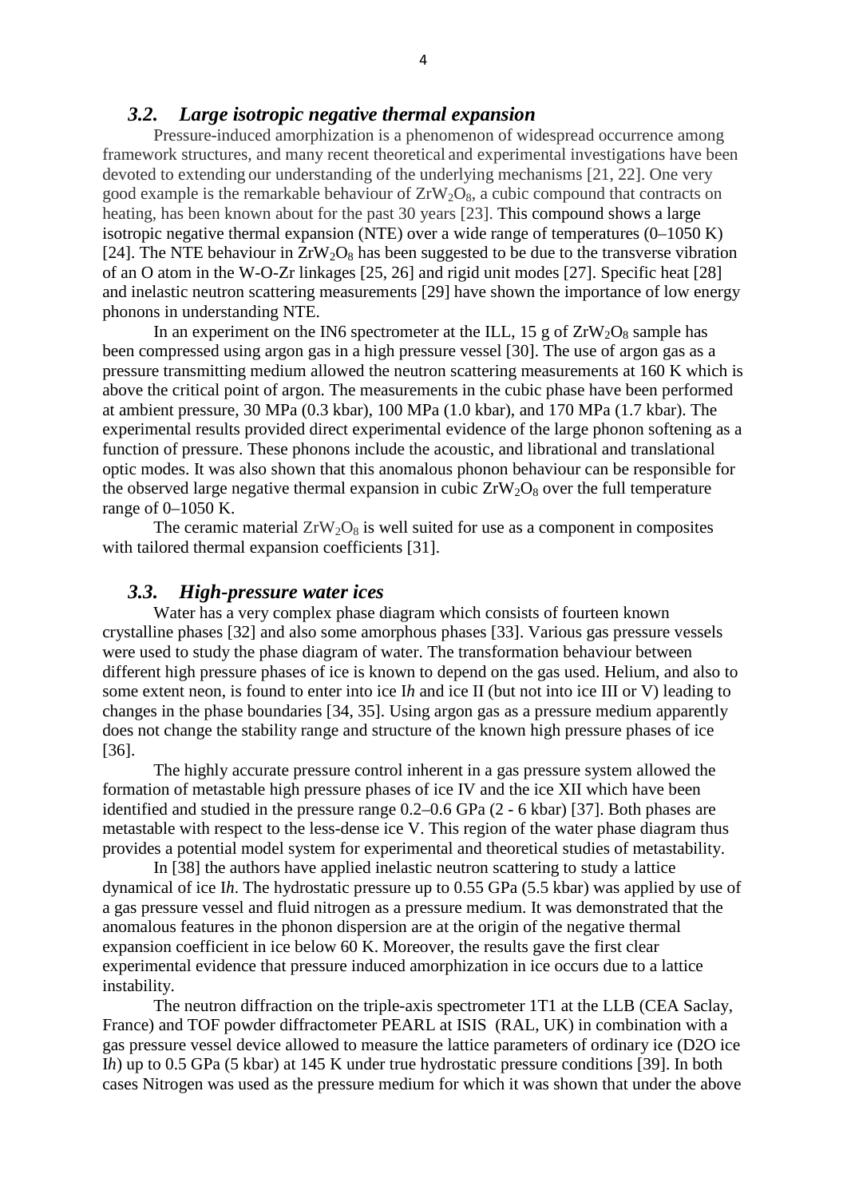### *3.2. Large isotropic negative thermal expansion*

Pressure-induced amorphization is a phenomenon of widespread occurrence among framework structures, and many recent theoretical and experimental investigations have been devoted to extending our understanding of the underlying mechanisms [21, 22]. One very good example is the remarkable behaviour of $ZrW_2O_8$, a cubic compound that contracts on heating, has been known about for the past 30 years [23]. This compound shows a large isotropic negative thermal expansion (NTE) over a wide range of temperatures (0–1050 K) [24]. The NTE behaviour in $ZrW_2O_8$ has been suggested to be due to the transverse vibration of an O atom in the W-O-Zr linkages [25, 26] and rigid unit modes [27]. Specific heat [28] and inelastic neutron scattering measurements [29] have shown the importance of low energy phonons in understanding NTE.

In an experiment on the IN6 spectrometer at the ILL, 15 g of $ZrW_2O_8$ sample has been compressed using argon gas in a high pressure vessel [30]. The use of argon gas as a pressure transmitting medium allowed the neutron scattering measurements at 160 K which is above the critical point of argon. The measurements in the cubic phase have been performed at ambient pressure, 30 MPa (0.3 kbar), 100 MPa (1.0 kbar), and 170 MPa (1.7 kbar). The experimental results provided direct experimental evidence of the large phonon softening as a function of pressure. These phonons include the acoustic, and librational and translational optic modes. It was also shown that this anomalous phonon behaviour can be responsible for the observed large negative thermal expansion in cubic $ZrW_2O_8$ over the full temperature range of 0–1050 K.

The ceramic material $ZrW_2O_8$ is well suited for use as a component in composites with tailored thermal expansion coefficients [31].

### *3.3. High-pressure water ices*

Water has a very complex phase diagram which consists of fourteen known crystalline phases [32] and also some amorphous phases [33]. Various gas pressure vessels were used to study the phase diagram of water. The transformation behaviour between different high pressure phases of ice is known to depend on the gas used. Helium, and also to some extent neon, is found to enter into ice I*h* and ice II (but not into ice III or V) leading to changes in the phase boundaries [34, 35]. Using argon gas as a pressure medium apparently does not change the stability range and structure of the known high pressure phases of ice [36].

The highly accurate pressure control inherent in a gas pressure system allowed the formation of metastable high pressure phases of ice IV and the ice XII which have been identified and studied in the pressure range 0.2–0.6 GPa (2 - 6 kbar) [37]. Both phases are metastable with respect to the less-dense ice V. This region of the water phase diagram thus provides a potential model system for experimental and theoretical studies of metastability.

In [38] the authors have applied inelastic neutron scattering to study a lattice dynamical of ice I*h*. The hydrostatic pressure up to 0.55 GPa (5.5 kbar) was applied by use of a gas pressure vessel and fluid nitrogen as a pressure medium. It was demonstrated that the anomalous features in the phonon dispersion are at the origin of the negative thermal expansion coefficient in ice below 60 K. Moreover, the results gave the first clear experimental evidence that pressure induced amorphization in ice occurs due to a lattice instability.

The neutron diffraction on the triple-axis spectrometer 1T1 at the LLB (CEA Saclay, France) and TOF powder diffractometer PEARL at ISIS (RAL, UK) in combination with a gas pressure vessel device allowed to measure the lattice parameters of ordinary ice (D2O ice I*h*) up to 0.5 GPa (5 kbar) at 145 K under true hydrostatic pressure conditions [39]. In both cases Nitrogen was used as the pressure medium for which it was shown that under the above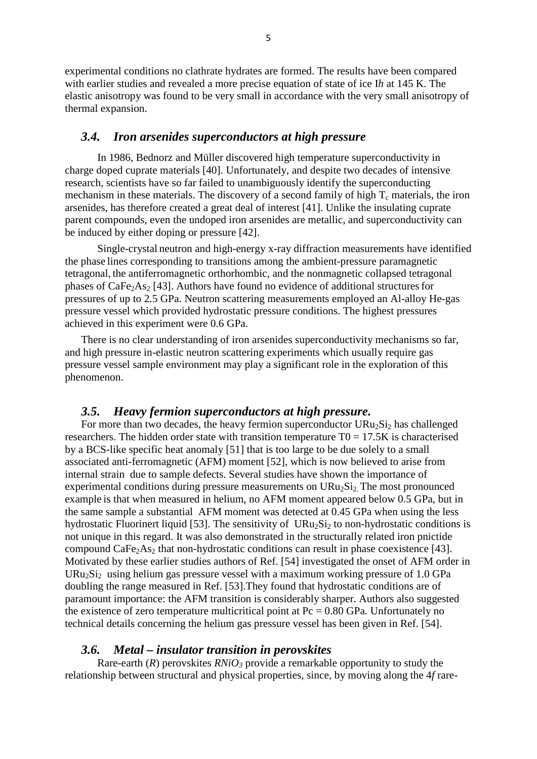experimental conditions no clathrate hydrates are formed. The results have been compared with earlier studies and revealed a more precise equation of state of ice I*h* at 145 K. The elastic anisotropy was found to be very small in accordance with the very small anisotropy of thermal expansion.

### *3.4. Iron arsenides superconductors at high pressure*

In 1986, Bednorz and Müller discovered high temperature superconductivity in charge doped cuprate materials [40]. Unfortunately, and despite two decades of intensive research, scientists have so far failed to unambiguously identify the superconducting mechanism in these materials. The discovery of a second family of high $T_c$ materials, the iron arsenides, has therefore created a great deal of interest [41]. Unlike the insulating cuprate parent compounds, even the undoped iron arsenides are metallic, and superconductivity can be induced by either doping or pressure [42].

Single-crystal neutron and high-energy x-ray diffraction measurements have identified the phase lines corresponding to transitions among the ambient-pressure paramagnetic tetragonal, the antiferromagnetic orthorhombic, and the nonmagnetic collapsed tetragonal phases of $CaFe_2As_2$ [43]. Authors have found no evidence of additional structures for pressures of up to 2.5 GPa. Neutron scattering measurements employed an Al-alloy He-gas pressure vessel which provided hydrostatic pressure conditions. The highest pressures achieved in this experiment were 0.6 GPa.

There is no clear understanding of iron arsenides superconductivity mechanisms so far, and high pressure in-elastic neutron scattering experiments which usually require gas pressure vessel sample environment may play a significant role in the exploration of this phenomenon.

### *3.5. Heavy fermion superconductors at high pressure.*

For more than two decades, the heavy fermion superconductor $URu_2Si_2$ has challenged researchers. The hidden order state with transition temperature T0 = 17.5K is characterised by a BCS-like specific heat anomaly [51] that is too large to be due solely to a small associated anti-ferromagnetic (AFM) moment [52], which is now believed to arise from internal strain due to sample defects. Several studies have shown the importance of experimental conditions during pressure measurements on $URu_2Si_2$. The most pronounced example is that when measured in helium, no AFM moment appeared below 0.5 GPa, but in the same sample a substantial AFM moment was detected at 0.45 GPa when using the less hydrostatic Fluorinert liquid [53]. The sensitivity of $URu_2Si_2$ to non-hydrostatic conditions is not unique in this regard. It was also demonstrated in the structurally related iron pnictide compound $CaFe_2As_2$ that non-hydrostatic conditions can result in phase coexistence [43]. Motivated by these earlier studies authors of Ref. [54] investigated the onset of AFM order in $URu_2Si_2$ using helium gas pressure vessel with a maximum working pressure of 1.0 GPa doubling the range measured in Ref. [53].They found that hydrostatic conditions are of paramount importance: the AFM transition is considerably sharper. Authors also suggested the existence of zero temperature multicritical point at Pc = 0.80 GPa. Unfortunately no technical details concerning the helium gas pressure vessel has been given in Ref. [54].

### *3.6. Metal – insulator transition in perovskites*

Rare-earth (*R*) perovskites $RNiO_3$ provide a remarkable opportunity to study the relationship between structural and physical properties, since, by moving along the 4*f* rare-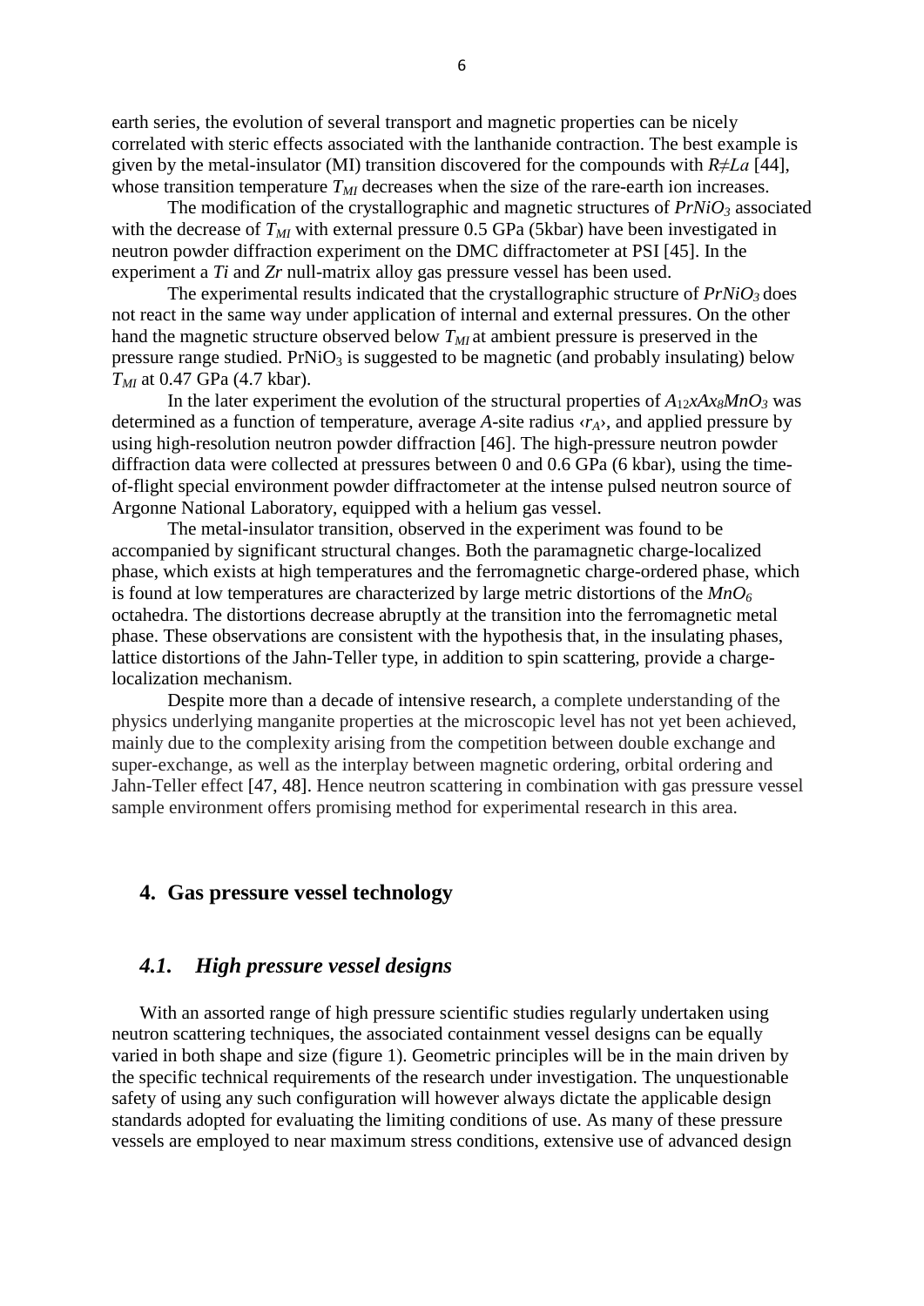earth series, the evolution of several transport and magnetic properties can be nicely correlated with steric effects associated with the lanthanide contraction. The best example is given by the metal-insulator (MI) transition discovered for the compounds with $R \neq La$ [44], whose transition temperature $T_{MI}$ decreases when the size of the rare-earth ion increases.

The modification of the crystallographic and magnetic structures of $PrNiO_3$ associated with the decrease of $T_{MI}$ with external pressure 0.5 GPa (5kbar) have been investigated in neutron powder diffraction experiment on the DMC diffractometer at PSI [45]. In the experiment a *Ti* and *Zr* null-matrix alloy gas pressure vessel has been used.

The experimental results indicated that the crystallographic structure of $PrNiO_3$ does not react in the same way under application of internal and external pressures. On the other hand the magnetic structure observed below $T_{MI}$ at ambient pressure is preserved in the pressure range studied. $PrNiO_3$ is suggested to be magnetic (and probably insulating) below $T_{MI}$ at 0.47 GPa (4.7 kbar).

In the later experiment the evolution of the structural properties of $A_{12}xAx_8MnO_3$ was determined as a function of temperature, average *A*-site radius $\langle r_A \rangle$, and applied pressure by using high-resolution neutron powder diffraction [46]. The high-pressure neutron powder diffraction data were collected at pressures between 0 and 0.6 GPa (6 kbar), using the time-of-flight special environment powder diffractometer at the intense pulsed neutron source of Argonne National Laboratory, equipped with a helium gas vessel.

The metal-insulator transition, observed in the experiment was found to be accompanied by significant structural changes. Both the paramagnetic charge-localized phase, which exists at high temperatures and the ferromagnetic charge-ordered phase, which is found at low temperatures are characterized by large metric distortions of the $MnO_6$ octahedra. The distortions decrease abruptly at the transition into the ferromagnetic metal phase. These observations are consistent with the hypothesis that, in the insulating phases, lattice distortions of the Jahn-Teller type, in addition to spin scattering, provide a charge-localization mechanism.

Despite more than a decade of intensive research, a complete understanding of the physics underlying manganite properties at the microscopic level has not yet been achieved, mainly due to the complexity arising from the competition between double exchange and super-exchange, as well as the interplay between magnetic ordering, orbital ordering and Jahn-Teller effect [47, 48]. Hence neutron scattering in combination with gas pressure vessel sample environment offers promising method for experimental research in this area.

## 4. Gas pressure vessel technology

### *4.1. High pressure vessel designs*

With an assorted range of high pressure scientific studies regularly undertaken using neutron scattering techniques, the associated containment vessel designs can be equally varied in both shape and size (figure 1). Geometric principles will be in the main driven by the specific technical requirements of the research under investigation. The unquestionable safety of using any such configuration will however always dictate the applicable design standards adopted for evaluating the limiting conditions of use. As many of these pressure vessels are employed to near maximum stress conditions, extensive use of advanced design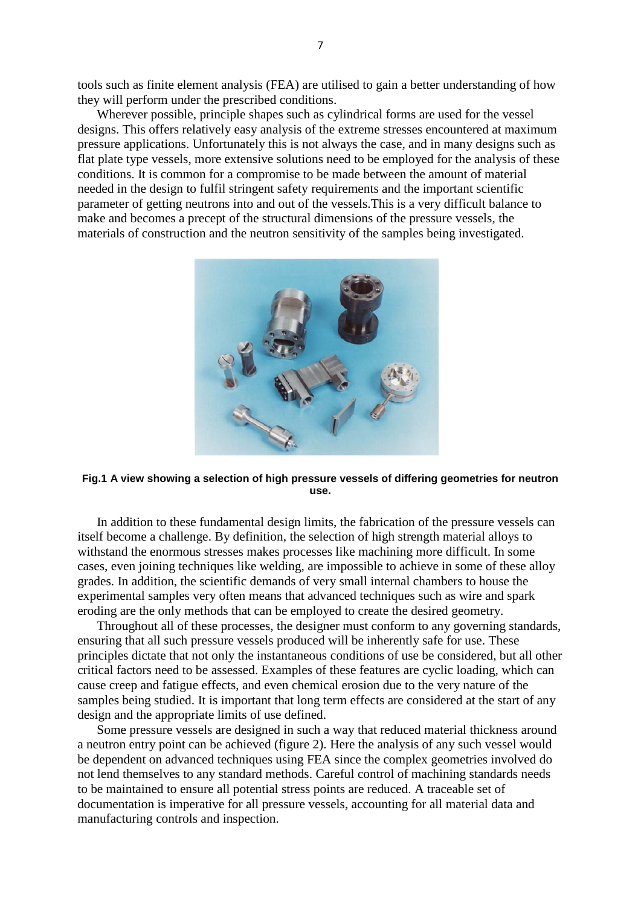tools such as finite element analysis (FEA) are utilised to gain a better understanding of how they will perform under the prescribed conditions.

Wherever possible, principle shapes such as cylindrical forms are used for the vessel designs. This offers relatively easy analysis of the extreme stresses encountered at maximum pressure applications. Unfortunately this is not always the case, and in many designs such as flat plate type vessels, more extensive solutions need to be employed for the analysis of these conditions. It is common for a compromise to be made between the amount of material needed in the design to fulfil stringent safety requirements and the important scientific parameter of getting neutrons into and out of the vessels.This is a very difficult balance to make and becomes a precept of the structural dimensions of the pressure vessels, the materials of construction and the neutron sensitivity of the samples being investigated.

**Fig.1 A view showing a selection of high pressure vessels of differing geometries for neutron use.**

In addition to these fundamental design limits, the fabrication of the pressure vessels can itself become a challenge. By definition, the selection of high strength material alloys to withstand the enormous stresses makes processes like machining more difficult. In some cases, even joining techniques like welding, are impossible to achieve in some of these alloy grades. In addition, the scientific demands of very small internal chambers to house the experimental samples very often means that advanced techniques such as wire and spark eroding are the only methods that can be employed to create the desired geometry.

Throughout all of these processes, the designer must conform to any governing standards, ensuring that all such pressure vessels produced will be inherently safe for use. These principles dictate that not only the instantaneous conditions of use be considered, but all other critical factors need to be assessed. Examples of these features are cyclic loading, which can cause creep and fatigue effects, and even chemical erosion due to the very nature of the samples being studied. It is important that long term effects are considered at the start of any design and the appropriate limits of use defined.

Some pressure vessels are designed in such a way that reduced material thickness around a neutron entry point can be achieved (figure 2). Here the analysis of any such vessel would be dependent on advanced techniques using FEA since the complex geometries involved do not lend themselves to any standard methods. Careful control of machining standards needs to be maintained to ensure all potential stress points are reduced. A traceable set of documentation is imperative for all pressure vessels, accounting for all material data and manufacturing controls and inspection.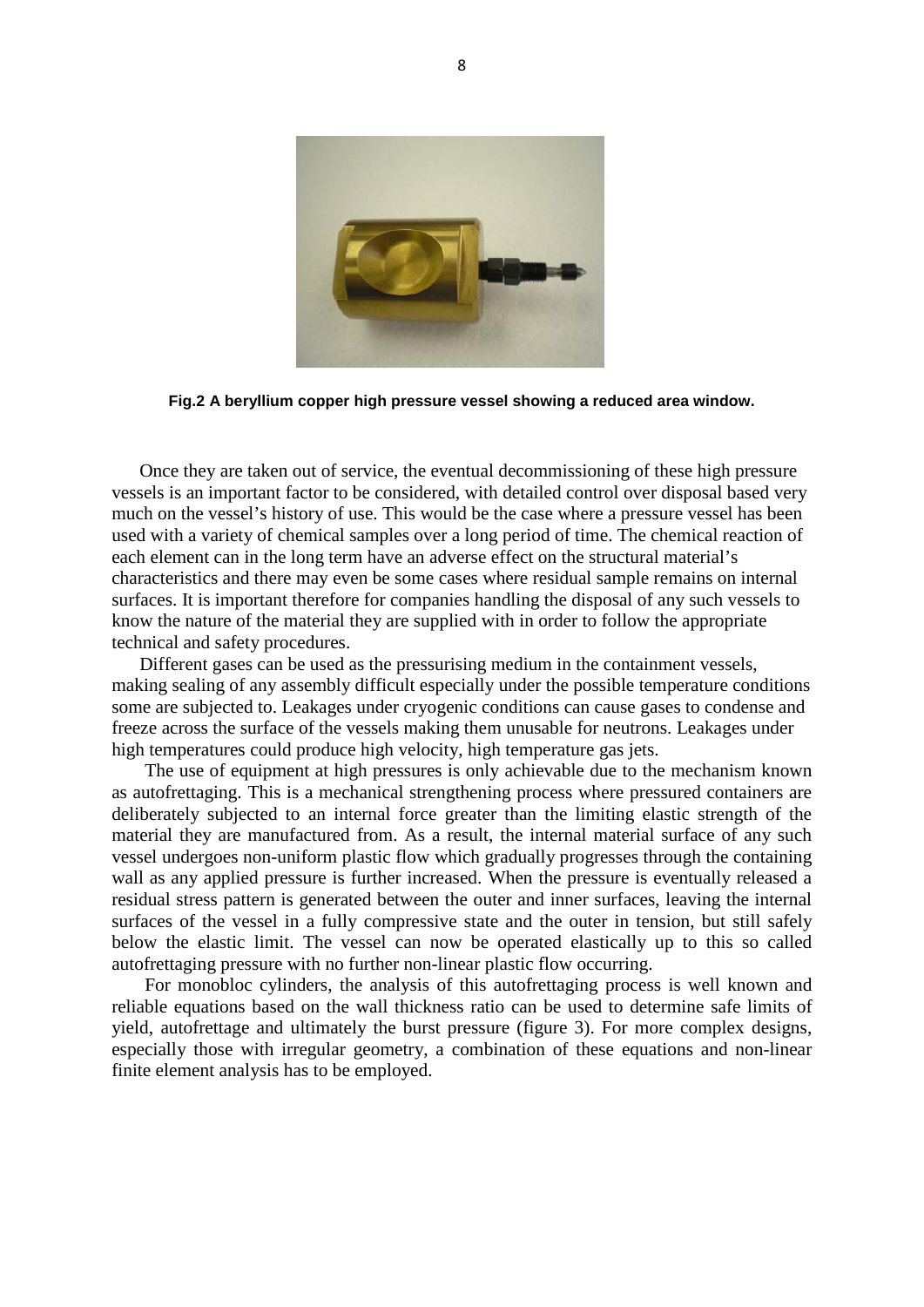**Fig.2 A beryllium copper high pressure vessel showing a reduced area window.**

Once they are taken out of service, the eventual decommissioning of these high pressure vessels is an important factor to be considered, with detailed control over disposal based very much on the vessel's history of use. This would be the case where a pressure vessel has been used with a variety of chemical samples over a long period of time. The chemical reaction of each element can in the long term have an adverse effect on the structural material's characteristics and there may even be some cases where residual sample remains on internal surfaces. It is important therefore for companies handling the disposal of any such vessels to know the nature of the material they are supplied with in order to follow the appropriate technical and safety procedures.

Different gases can be used as the pressurising medium in the containment vessels, making sealing of any assembly difficult especially under the possible temperature conditions some are subjected to. Leakages under cryogenic conditions can cause gases to condense and freeze across the surface of the vessels making them unusable for neutrons. Leakages under high temperatures could produce high velocity, high temperature gas jets.

The use of equipment at high pressures is only achievable due to the mechanism known as autofrettaging. This is a mechanical strengthening process where pressured containers are deliberately subjected to an internal force greater than the limiting elastic strength of the material they are manufactured from. As a result, the internal material surface of any such vessel undergoes non-uniform plastic flow which gradually progresses through the containing wall as any applied pressure is further increased. When the pressure is eventually released a residual stress pattern is generated between the outer and inner surfaces, leaving the internal surfaces of the vessel in a fully compressive state and the outer in tension, but still safely below the elastic limit. The vessel can now be operated elastically up to this so called autofrettaging pressure with no further non-linear plastic flow occurring.

For monobloc cylinders, the analysis of this autofrettaging process is well known and reliable equations based on the wall thickness ratio can be used to determine safe limits of yield, autofrettage and ultimately the burst pressure (figure 3). For more complex designs, especially those with irregular geometry, a combination of these equations and non-linear finite element analysis has to be employed.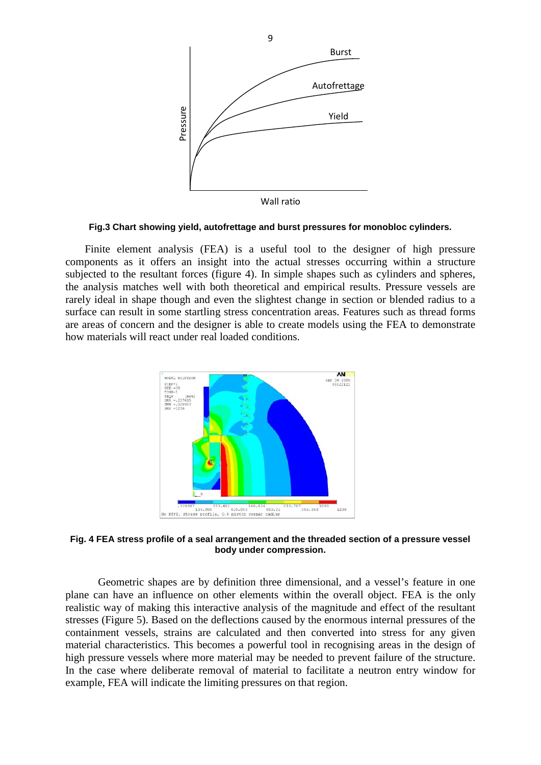**Fig.3 Chart showing yield, autofrettage and burst pressures for monobloc cylinders.**

Finite element analysis (FEA) is a useful tool to the designer of high pressure components as it offers an insight into the actual stresses occurring within a structure subjected to the resultant forces (figure 4). In simple shapes such as cylinders and spheres, the analysis matches well with both theoretical and empirical results. Pressure vessels are rarely ideal in shape though and even the slightest change in section or blended radius to a surface can result in some startling stress concentration areas. Features such as thread forms are areas of concern and the designer is able to create models using the FEA to demonstrate how materials will react under real loaded conditions.

**Fig. 4 FEA stress profile of a seal arrangement and the threaded section of a pressure vessel body under compression.**

Geometric shapes are by definition three dimensional, and a vessel's feature in one plane can have an influence on other elements within the overall object. FEA is the only realistic way of making this interactive analysis of the magnitude and effect of the resultant stresses (Figure 5). Based on the deflections caused by the enormous internal pressures of the containment vessels, strains are calculated and then converted into stress for any given material characteristics. This becomes a powerful tool in recognising areas in the design of high pressure vessels where more material may be needed to prevent failure of the structure. In the case where deliberate removal of material to facilitate a neutron entry window for example, FEA will indicate the limiting pressures on that region.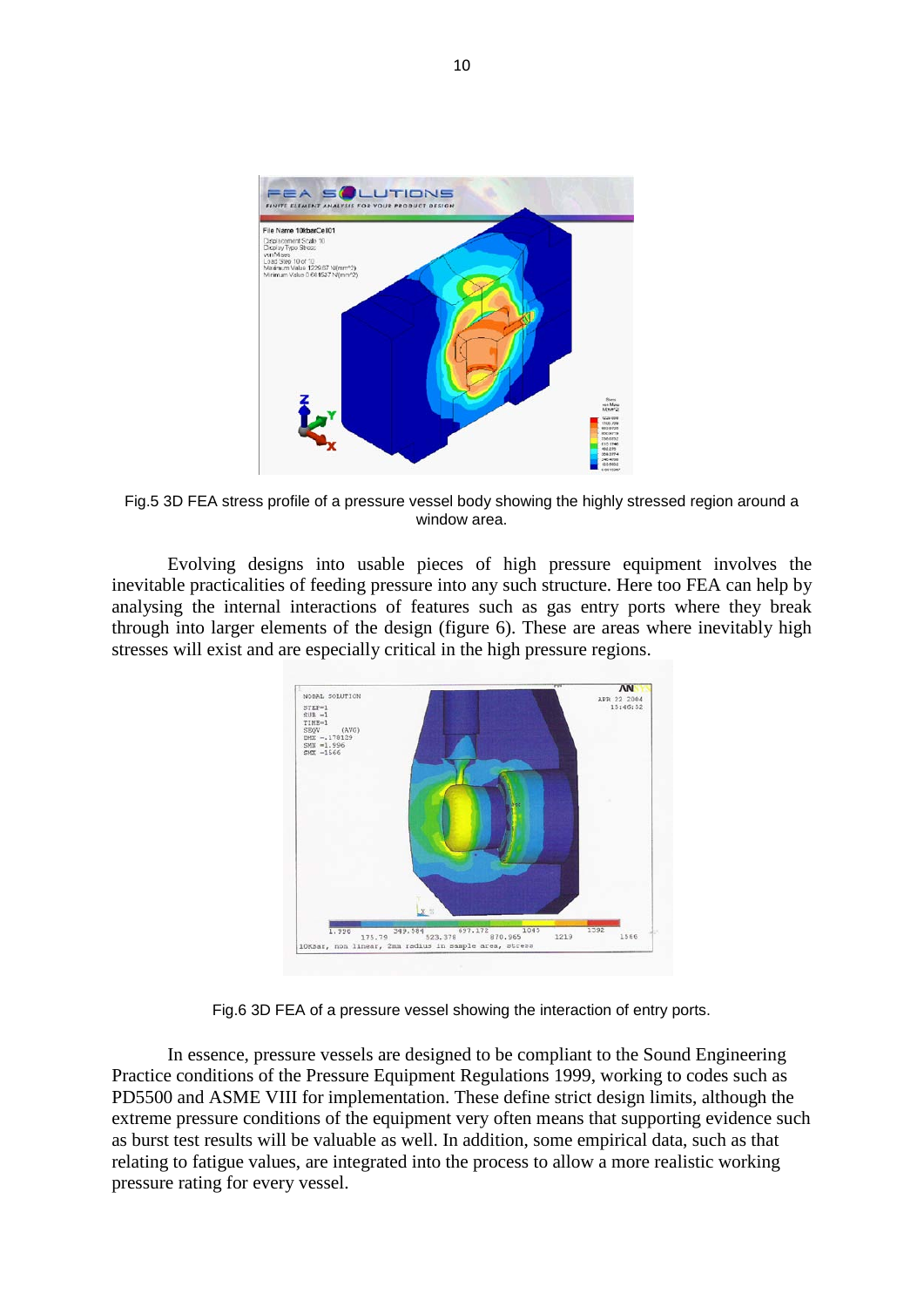Fig.5 3D FEA stress profile of a pressure vessel body showing the highly stressed region around a window area.

Evolving designs into usable pieces of high pressure equipment involves the inevitable practicalities of feeding pressure into any such structure. Here too FEA can help by analysing the internal interactions of features such as gas entry ports where they break through into larger elements of the design (figure 6). These are areas where inevitably high stresses will exist and are especially critical in the high pressure regions.

Fig.6 3D FEA of a pressure vessel showing the interaction of entry ports.

In essence, pressure vessels are designed to be compliant to the Sound Engineering Practice conditions of the Pressure Equipment Regulations 1999, working to codes such as PD5500 and ASME VIII for implementation. These define strict design limits, although the extreme pressure conditions of the equipment very often means that supporting evidence such as burst test results will be valuable as well. In addition, some empirical data, such as that relating to fatigue values, are integrated into the process to allow a more realistic working pressure rating for every vessel.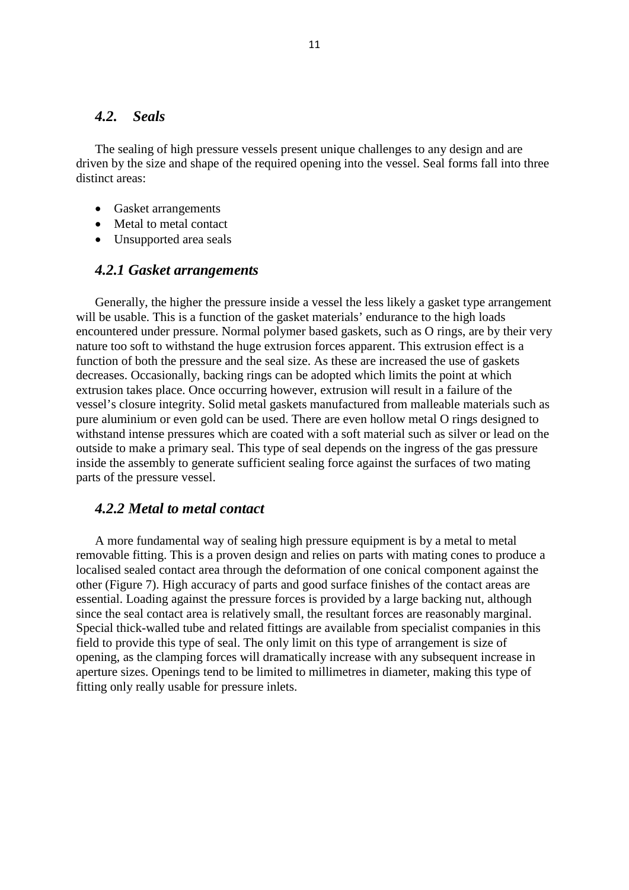## *4.2. Seals*

The sealing of high pressure vessels present unique challenges to any design and are driven by the size and shape of the required opening into the vessel. Seal forms fall into three distinct areas:

- Gasket arrangements
- Metal to metal contact
- Unsupported area seals

### *4.2.1 Gasket arrangements*

Generally, the higher the pressure inside a vessel the less likely a gasket type arrangement will be usable. This is a function of the gasket materials' endurance to the high loads encountered under pressure. Normal polymer based gaskets, such as O rings, are by their very nature too soft to withstand the huge extrusion forces apparent. This extrusion effect is a function of both the pressure and the seal size. As these are increased the use of gaskets decreases. Occasionally, backing rings can be adopted which limits the point at which extrusion takes place. Once occurring however, extrusion will result in a failure of the vessel's closure integrity. Solid metal gaskets manufactured from malleable materials such as pure aluminium or even gold can be used. There are even hollow metal O rings designed to withstand intense pressures which are coated with a soft material such as silver or lead on the outside to make a primary seal. This type of seal depends on the ingress of the gas pressure inside the assembly to generate sufficient sealing force against the surfaces of two mating parts of the pressure vessel.

### *4.2.2 Metal to metal contact*

A more fundamental way of sealing high pressure equipment is by a metal to metal removable fitting. This is a proven design and relies on parts with mating cones to produce a localised sealed contact area through the deformation of one conical component against the other (Figure 7). High accuracy of parts and good surface finishes of the contact areas are essential. Loading against the pressure forces is provided by a large backing nut, although since the seal contact area is relatively small, the resultant forces are reasonably marginal. Special thick-walled tube and related fittings are available from specialist companies in this field to provide this type of seal. The only limit on this type of arrangement is size of opening, as the clamping forces will dramatically increase with any subsequent increase in aperture sizes. Openings tend to be limited to millimetres in diameter, making this type of fitting only really usable for pressure inlets.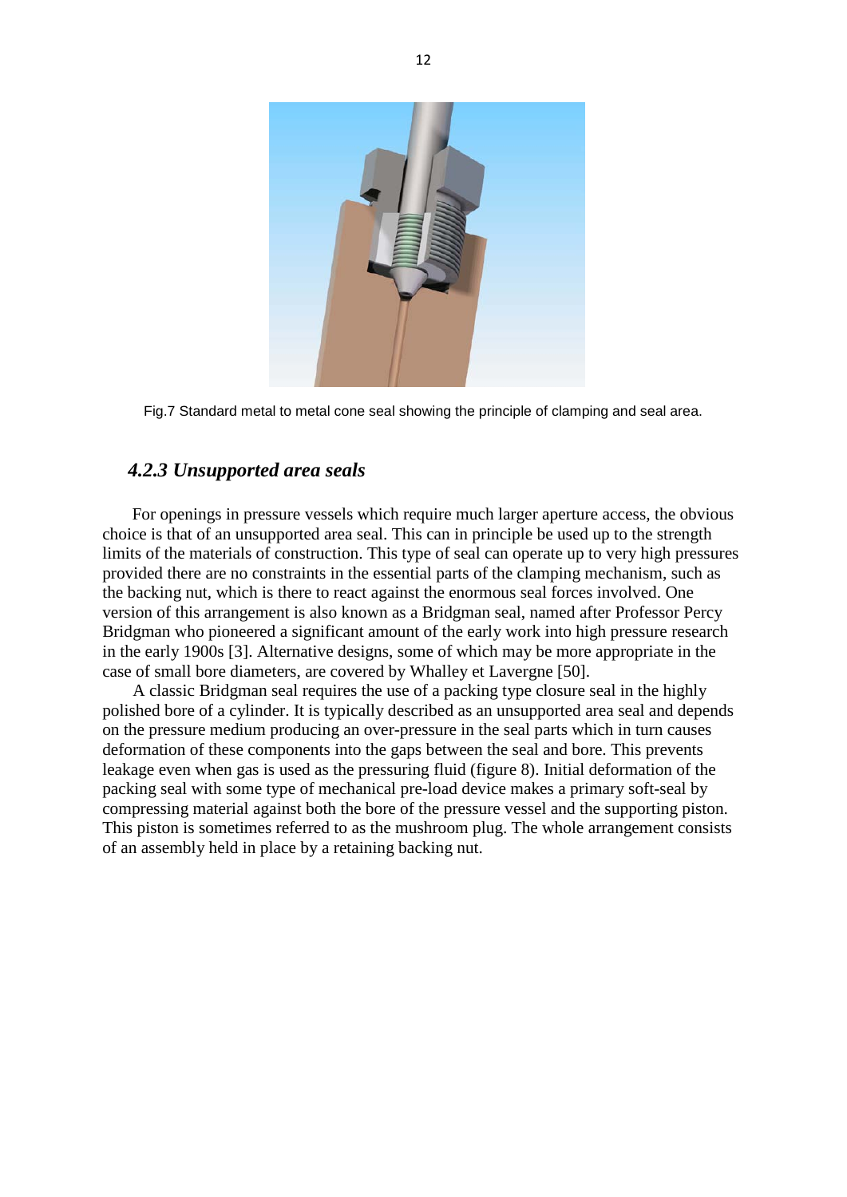Fig.7 Standard metal to metal cone seal showing the principle of clamping and seal area.

### *4.2.3 Unsupported area seals*

For openings in pressure vessels which require much larger aperture access, the obvious choice is that of an unsupported area seal. This can in principle be used up to the strength limits of the materials of construction. This type of seal can operate up to very high pressures provided there are no constraints in the essential parts of the clamping mechanism, such as the backing nut, which is there to react against the enormous seal forces involved. One version of this arrangement is also known as a Bridgman seal, named after Professor Percy Bridgman who pioneered a significant amount of the early work into high pressure research in the early 1900s [3]. Alternative designs, some of which may be more appropriate in the case of small bore diameters, are covered by Whalley et Lavergne [50].

A classic Bridgman seal requires the use of a packing type closure seal in the highly polished bore of a cylinder. It is typically described as an unsupported area seal and depends on the pressure medium producing an over-pressure in the seal parts which in turn causes deformation of these components into the gaps between the seal and bore. This prevents leakage even when gas is used as the pressuring fluid (figure 8). Initial deformation of the packing seal with some type of mechanical pre-load device makes a primary soft-seal by compressing material against both the bore of the pressure vessel and the supporting piston. This piston is sometimes referred to as the mushroom plug. The whole arrangement consists of an assembly held in place by a retaining backing nut.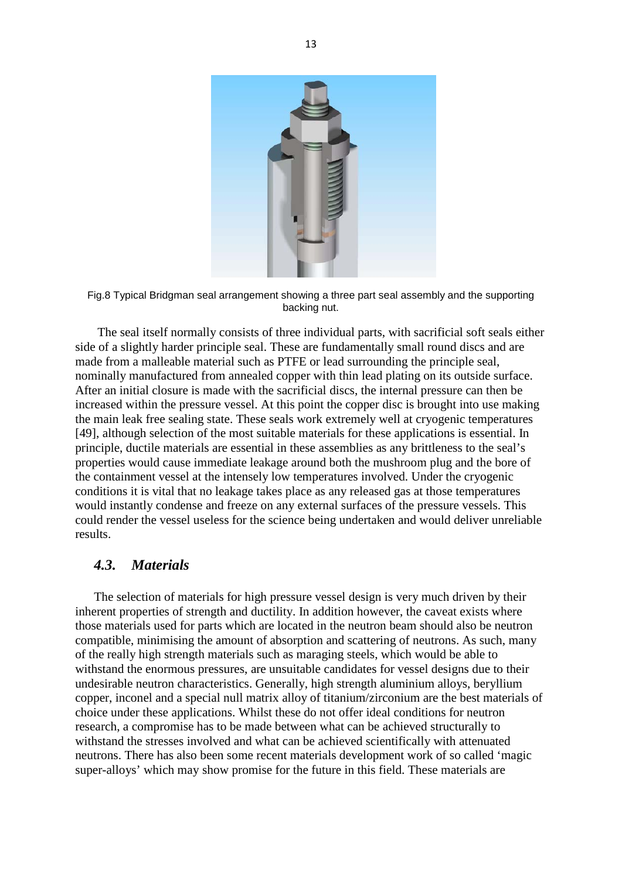Fig.8 Typical Bridgman seal arrangement showing a three part seal assembly and the supporting backing nut.

The seal itself normally consists of three individual parts, with sacrificial soft seals either side of a slightly harder principle seal. These are fundamentally small round discs and are made from a malleable material such as PTFE or lead surrounding the principle seal, nominally manufactured from annealed copper with thin lead plating on its outside surface. After an initial closure is made with the sacrificial discs, the internal pressure can then be increased within the pressure vessel. At this point the copper disc is brought into use making the main leak free sealing state. These seals work extremely well at cryogenic temperatures [49], although selection of the most suitable materials for these applications is essential. In principle, ductile materials are essential in these assemblies as any brittleness to the seal's properties would cause immediate leakage around both the mushroom plug and the bore of the containment vessel at the intensely low temperatures involved. Under the cryogenic conditions it is vital that no leakage takes place as any released gas at those temperatures would instantly condense and freeze on any external surfaces of the pressure vessels. This could render the vessel useless for the science being undertaken and would deliver unreliable results.

## *4.3. Materials*

The selection of materials for high pressure vessel design is very much driven by their inherent properties of strength and ductility. In addition however, the caveat exists where those materials used for parts which are located in the neutron beam should also be neutron compatible, minimising the amount of absorption and scattering of neutrons. As such, many of the really high strength materials such as maraging steels, which would be able to withstand the enormous pressures, are unsuitable candidates for vessel designs due to their undesirable neutron characteristics. Generally, high strength aluminium alloys, beryllium copper, inconel and a special null matrix alloy of titanium/zirconium are the best materials of choice under these applications. Whilst these do not offer ideal conditions for neutron research, a compromise has to be made between what can be achieved structurally to withstand the stresses involved and what can be achieved scientifically with attenuated neutrons. There has also been some recent materials development work of so called 'magic super-alloys' which may show promise for the future in this field. These materials are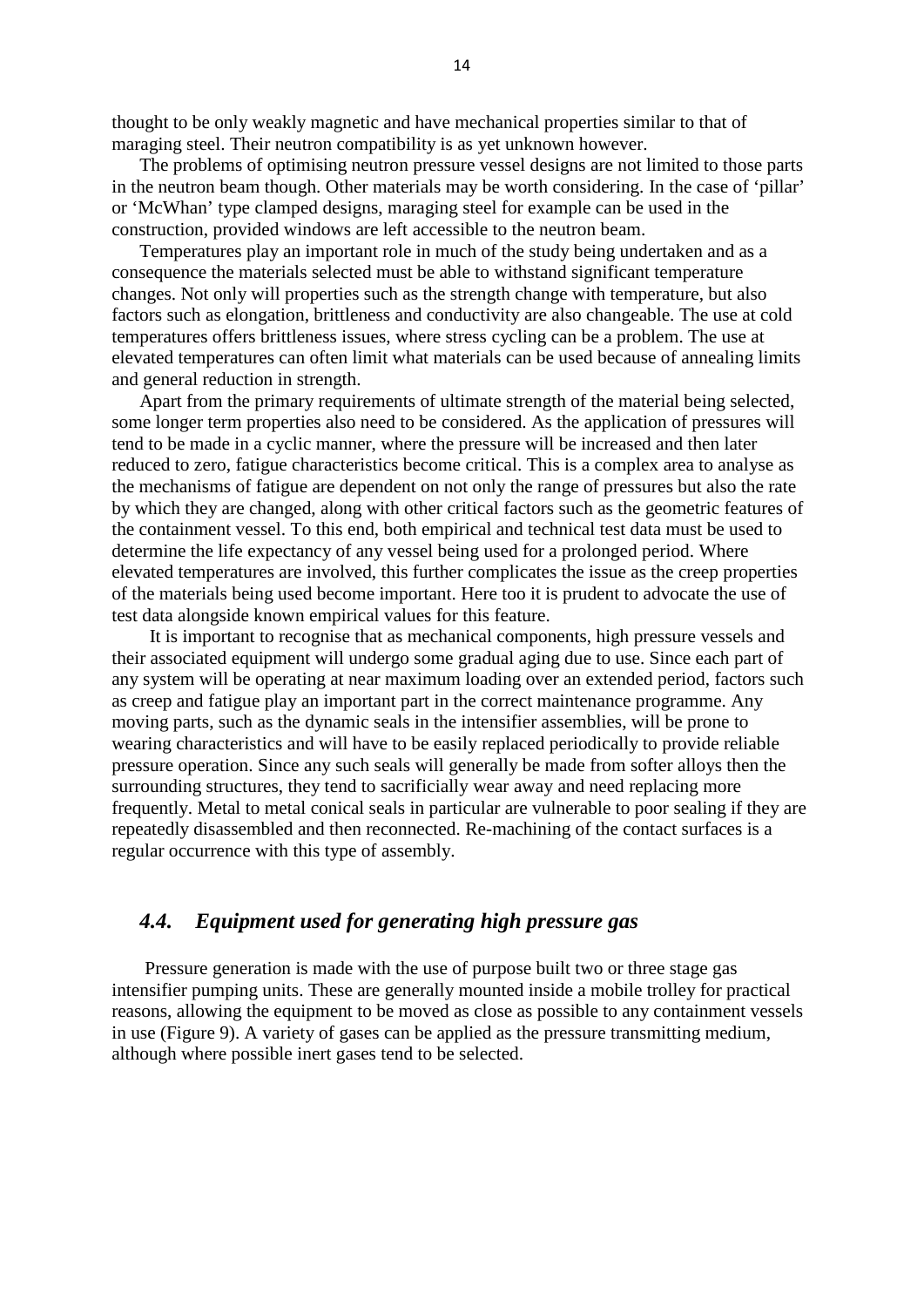thought to be only weakly magnetic and have mechanical properties similar to that of maraging steel. Their neutron compatibility is as yet unknown however.

The problems of optimising neutron pressure vessel designs are not limited to those parts in the neutron beam though. Other materials may be worth considering. In the case of 'pillar' or 'McWhan' type clamped designs, maraging steel for example can be used in the construction, provided windows are left accessible to the neutron beam.

Temperatures play an important role in much of the study being undertaken and as a consequence the materials selected must be able to withstand significant temperature changes. Not only will properties such as the strength change with temperature, but also factors such as elongation, brittleness and conductivity are also changeable. The use at cold temperatures offers brittleness issues, where stress cycling can be a problem. The use at elevated temperatures can often limit what materials can be used because of annealing limits and general reduction in strength.

Apart from the primary requirements of ultimate strength of the material being selected, some longer term properties also need to be considered. As the application of pressures will tend to be made in a cyclic manner, where the pressure will be increased and then later reduced to zero, fatigue characteristics become critical. This is a complex area to analyse as the mechanisms of fatigue are dependent on not only the range of pressures but also the rate by which they are changed, along with other critical factors such as the geometric features of the containment vessel. To this end, both empirical and technical test data must be used to determine the life expectancy of any vessel being used for a prolonged period. Where elevated temperatures are involved, this further complicates the issue as the creep properties of the materials being used become important. Here too it is prudent to advocate the use of test data alongside known empirical values for this feature.

It is important to recognise that as mechanical components, high pressure vessels and their associated equipment will undergo some gradual aging due to use. Since each part of any system will be operating at near maximum loading over an extended period, factors such as creep and fatigue play an important part in the correct maintenance programme. Any moving parts, such as the dynamic seals in the intensifier assemblies, will be prone to wearing characteristics and will have to be easily replaced periodically to provide reliable pressure operation. Since any such seals will generally be made from softer alloys then the surrounding structures, they tend to sacrificially wear away and need replacing more frequently. Metal to metal conical seals in particular are vulnerable to poor sealing if they are repeatedly disassembled and then reconnected. Re-machining of the contact surfaces is a regular occurrence with this type of assembly.

### *4.4. Equipment used for generating high pressure gas*

Pressure generation is made with the use of purpose built two or three stage gas intensifier pumping units. These are generally mounted inside a mobile trolley for practical reasons, allowing the equipment to be moved as close as possible to any containment vessels in use (Figure 9). A variety of gases can be applied as the pressure transmitting medium, although where possible inert gases tend to be selected.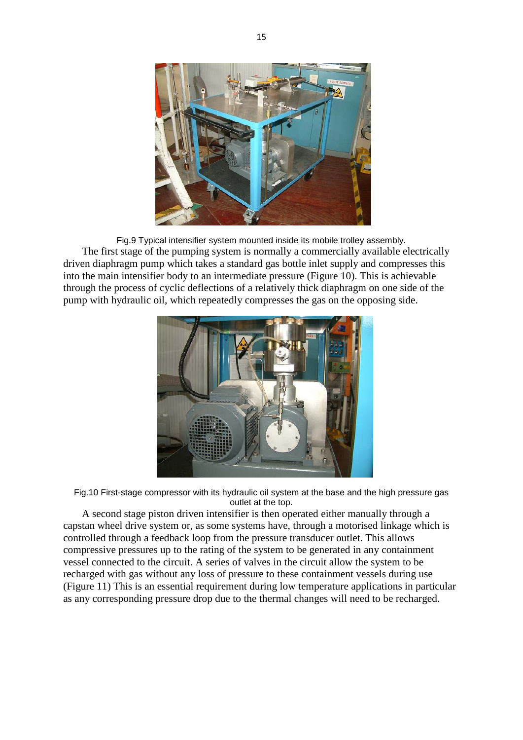Fig.9 Typical intensifier system mounted inside its mobile trolley assembly.

The first stage of the pumping system is normally a commercially available electrically driven diaphragm pump which takes a standard gas bottle inlet supply and compresses this into the main intensifier body to an intermediate pressure (Figure 10). This is achievable through the process of cyclic deflections of a relatively thick diaphragm on one side of the pump with hydraulic oil, which repeatedly compresses the gas on the opposing side.

Fig.10 First-stage compressor with its hydraulic oil system at the base and the high pressure gas outlet at the top.

A second stage piston driven intensifier is then operated either manually through a capstan wheel drive system or, as some systems have, through a motorised linkage which is controlled through a feedback loop from the pressure transducer outlet. This allows compressive pressures up to the rating of the system to be generated in any containment vessel connected to the circuit. A series of valves in the circuit allow the system to be recharged with gas without any loss of pressure to these containment vessels during use (Figure 11) This is an essential requirement during low temperature applications in particular as any corresponding pressure drop due to the thermal changes will need to be recharged.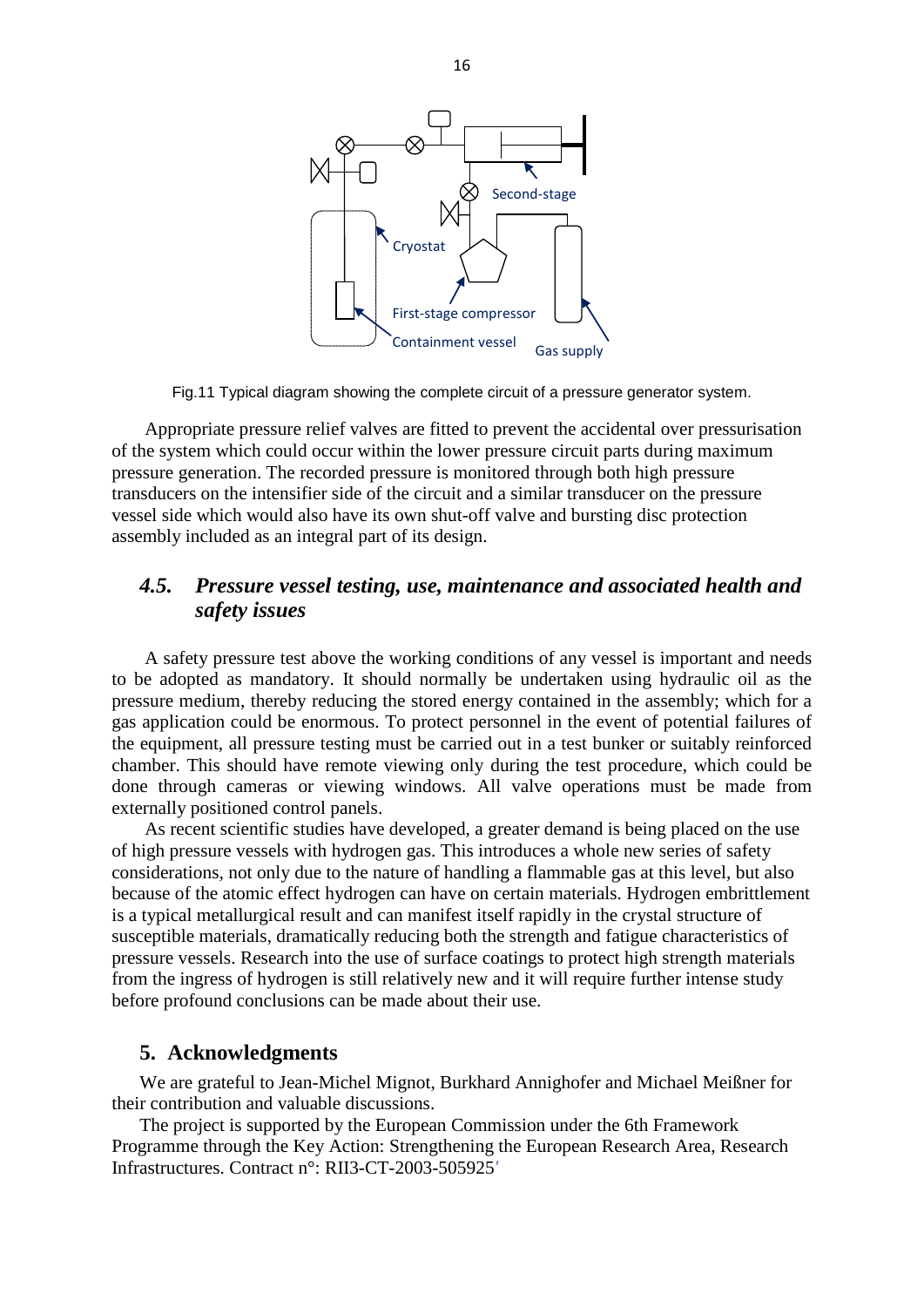Fig.11 Typical diagram showing the complete circuit of a pressure generator system.

Appropriate pressure relief valves are fitted to prevent the accidental over pressurisation of the system which could occur within the lower pressure circuit parts during maximum pressure generation. The recorded pressure is monitored through both high pressure transducers on the intensifier side of the circuit and a similar transducer on the pressure vessel side which would also have its own shut-off valve and bursting disc protection assembly included as an integral part of its design.

### *4.5. Pressure vessel testing, use, maintenance and associated health and safety issues*

A safety pressure test above the working conditions of any vessel is important and needs to be adopted as mandatory. It should normally be undertaken using hydraulic oil as the pressure medium, thereby reducing the stored energy contained in the assembly; which for a gas application could be enormous. To protect personnel in the event of potential failures of the equipment, all pressure testing must be carried out in a test bunker or suitably reinforced chamber. This should have remote viewing only during the test procedure, which could be done through cameras or viewing windows. All valve operations must be made from externally positioned control panels.

As recent scientific studies have developed, a greater demand is being placed on the use of high pressure vessels with hydrogen gas. This introduces a whole new series of safety considerations, not only due to the nature of handling a flammable gas at this level, but also because of the atomic effect hydrogen can have on certain materials. Hydrogen embrittlement is a typical metallurgical result and can manifest itself rapidly in the crystal structure of susceptible materials, dramatically reducing both the strength and fatigue characteristics of pressure vessels. Research into the use of surface coatings to protect high strength materials from the ingress of hydrogen is still relatively new and it will require further intense study before profound conclusions can be made about their use.

## 5. Acknowledgments

We are grateful to Jean-Michel Mignot, Burkhard Annighofer and Michael Meißner for their contribution and valuable discussions.

The project is supported by the European Commission under the 6th Framework Programme through the Key Action: Strengthening the European Research Area, Research Infrastructures. Contract n°: RII3-CT-2003-505925'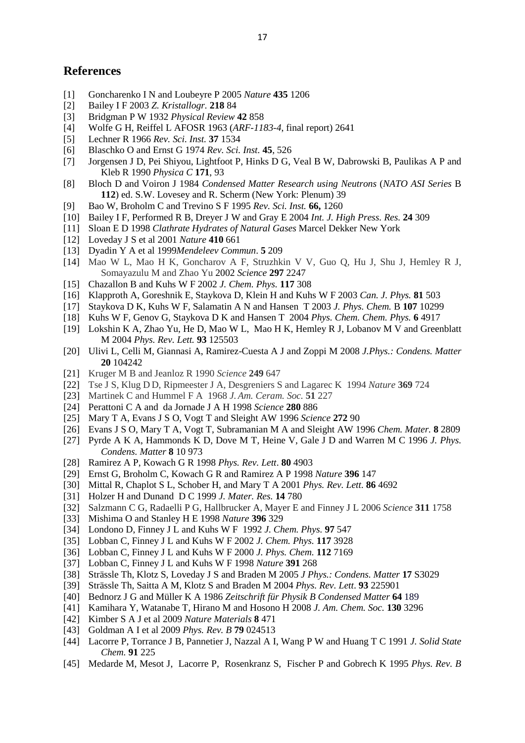## References

[1] Goncharenko I N and Loubeyre P 2005 *Nature* **435** 1206
[2] Bailey I F 2003 *Z. Kristallogr.* **218** 84
[3] Bridgman P W 1932 *Physical Review* **42** 858
[4] Wolfe G H, Reiffel L AFOSR 1963 (*ARF-1183-4*, final report) 2641
[5] Lechner R 1966 *Rev. Sci. Inst.* **37** 1534
[6] Blaschko O and Ernst G 1974 *Rev. Sci. Inst.* **45**, 526
[7] Jorgensen J D, Pei Shiyou, Lightfoot P, Hinks D G, Veal B W, Dabrowski B, Paulikas A P and Kleb R 1990 *Physica C* **171**, 93
[8] Bloch D and Voiron J 1984 *Condensed Matter Research using Neutrons* (*NATO ASI Series* B **112**) ed. S.W. Lovesey and R. Scherm (New York: Plenum) 39
[9] Bao W, Broholm C and Trevino S F 1995 *Rev. Sci. Inst.* **66,** 1260
[10] Bailey I F, Performed R B, Dreyer J W and Gray E 2004 *Int. J. High Press. Res.* **24** 309
[11] Sloan E D 1998 *Clathrate Hydrates of Natural Gases* Marcel Dekker New York
[12] Loveday J S et al 2001 *Nature* **410** 661
[13] Dyadin Y A et al 1999*Mendeleev Commun*. **5** 209
[14] Mao W L, Mao H K, Goncharov A F, Struzhkin V V, Guo Q, Hu J, Shu J, Hemley R J, Somayazulu M and Zhao Yu 2002 *Science* **297** 2247
[15] Chazallon B and Kuhs W F 2002 *J. Chem. Phys.* **117** 308
[16] Klapproth A, Goreshnik E, Staykova D, Klein H and Kuhs W F 2003 *Can. J. Phys.* **81** 503
[17] Staykova D K, Kuhs W F, Salamatin A N and Hansen T 2003 *J. Phys. Chem.* B **107** 10299
[18] Kuhs W F, Genov G, Staykova D K and Hansen T 2004 *Phys. Chem. Chem. Phys.* **6** 4917
[19] Lokshin K A, Zhao Yu, He D, Mao W L, Mao H K, Hemley R J, Lobanov M V and Greenblatt M 2004 *Phys. Rev. Lett.* **93** 125503
[20] Ulivi L, Celli M, Giannasi A, Ramirez-Cuesta A J and Zoppi M 2008 *J.Phys.: Condens. Matter* **20** 104242
[21] Kruger M B and Jeanloz R 1990 *Science* **249** 647
[22] Tse J S, Klug D D, Ripmeester J A, Desgreniers S and Lagarec K 1994 *Nature* **369** 724
[23] Martinek C and Hummel F A 1968 *J. Am. Ceram. Soc.* **51** 227
[24] Perattoni C A and da Jornade J A H 1998 *Science* **280** 886
[25] Mary T A, Evans J S O, Vogt T and Sleight AW 1996 *Science* **272** 90
[26] Evans J S O, Mary T A, Vogt T, Subramanian M A and Sleight AW 1996 *Chem. Mater.* **8** 2809
[27] Pyrde A K A, Hammonds K D, Dove M T, Heine V, Gale J D and Warren M C 1996 *J. Phys. Condens. Matter* **8** 10 973
[28] Ramirez A P, Kowach G R 1998 *Phys. Rev. Lett*. **80** 4903
[29] Ernst G, Broholm C, Kowach G R and Ramirez A P 1998 *Nature* **396** 147
[30] Mittal R, Chaplot S L, Schober H, and Mary T A 2001 *Phys. Rev. Lett.* **86** 4692
[31] Holzer H and Dunand D C 1999 *J. Mater. Res.* **14** 780
[32] Salzmann C G, Radaelli P G, Hallbrucker A, Mayer E and Finney J L 2006 *Science* **311** 1758
[33] Mishima O and Stanley H E 1998 *Nature* **396** 329
[34] Londono D, Finney J L and Kuhs W F 1992 *J. Chem. Phys.* **97** 547
[35] Lobban C, Finney J L and Kuhs W F 2002 *J. Chem. Phys.* **117** 3928
[36] Lobban C, Finney J L and Kuhs W F 2000 *J. Phys. Chem.* **112** 7169
[37] Lobban C, Finney J L and Kuhs W F 1998 *Nature* **391** 268
[38] Strässle Th, Klotz S, Loveday J S and Braden M 2005 *J Phys.: Condens. Matter* **17** S3029
[39] Strässle Th, Saitta A M, Klotz S and Braden M 2004 *Phys. Rev. Lett*. **93** 225901
[40] Bednorz J G and Müller K A 1986 *Zeitschrift für Physik B Condensed Matter* **64** 189
[41] Kamihara Y, Watanabe T, Hirano M and Hosono H 2008 *J. Am. Chem. Soc.* **130** 3296
[42] Kimber S A J et al 2009 *Nature Materials* **8** 471
[43] Goldman A I et al 2009 *Phys. Rev. B* **79** 024513
[44] Lacorre P, Torrance J B, Pannetier J, Nazzal A I, Wang P W and Huang T C 1991 *J. Solid State Chem.* **91** 225
[45] Medarde M, Mesot J, Lacorre P, Rosenkranz S, Fischer P and Gobrech K 1995 *Phys. Rev. B*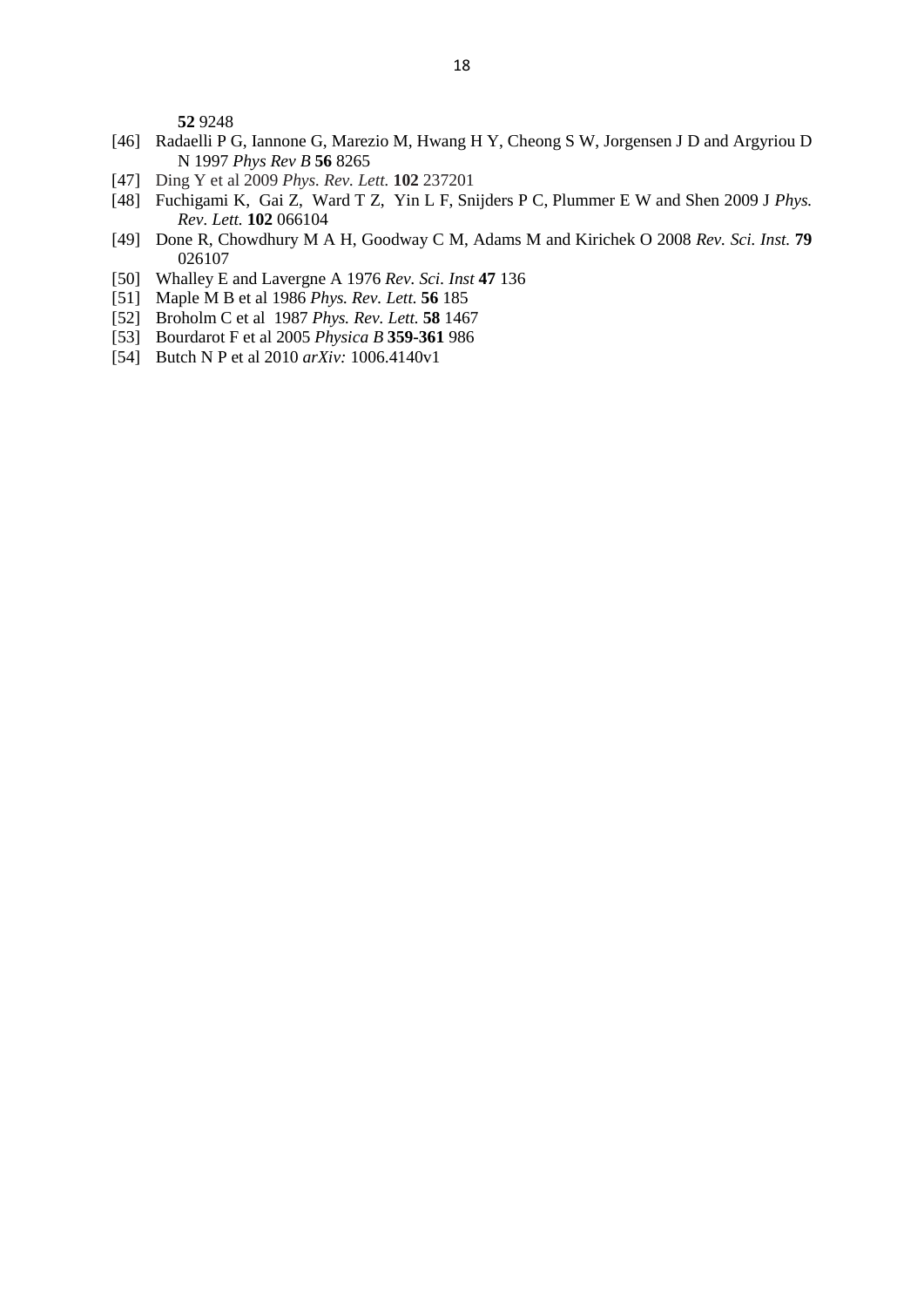**52** 9248

[46] Radaelli P G, Iannone G, Marezio M, Hwang H Y, Cheong S W, Jorgensen J D and Argyriou D N 1997 *Phys Rev B* **56** 8265

[47] Ding Y et al 2009 *Phys. Rev. Lett.* **102** 237201

[48] Fuchigami K, Gai Z, Ward T Z, Yin L F, Snijders P C, Plummer E W and Shen 2009 J *Phys. Rev. Lett.* **102** 066104

[49] Done R, Chowdhury M A H, Goodway C M, Adams M and Kirichek O 2008 *Rev. Sci. Inst.* **79** 026107

[50] Whalley E and Lavergne A 1976 *Rev. Sci. Inst* **47** 136

[51] Maple M B et al 1986 *Phys. Rev. Lett.* **56** 185

[52] Broholm C et al 1987 *Phys. Rev. Lett.* **58** 1467

[53] Bourdarot F et al 2005 *Physica B* **359-361** 986

[54] Butch N P et al 2010 *arXiv:* 1006.4140v1